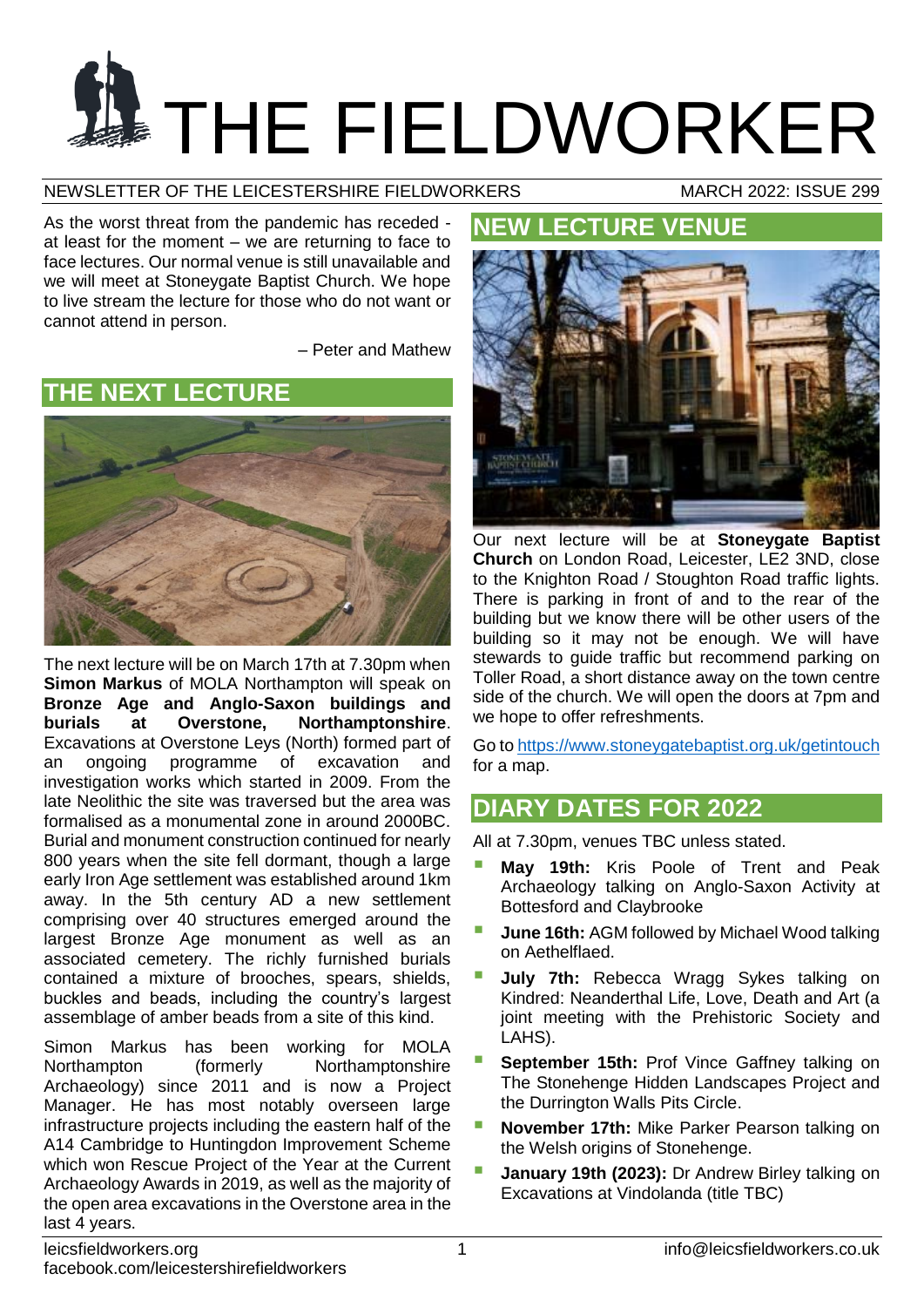# THE FIELDWORKER

NEWSLETTER OF THE LEICESTERSHIRE FIELDWORKERS — MARCH 2022: ISSUE 299

As the worst threat from the pandemic has receded - at least for the moment – we are returning to face to face lectures. Our normal venue is still unavailable and we will meet at Stoneygate Baptist Church. We hope to live stream the lecture for those who do not want or cannot attend in person.

– Peter and Mathew

## THE NEXT LECTURE

The next lecture will be on March 17th at 7.30pm when **Simon Markus** of MOLA Northampton will speak on **Bronze Age and Anglo-Saxon buildings and burials at Overstone, Northamptonshire**. Excavations at Overstone Leys (North) formed part of an ongoing programme of excavation and investigation works which started in 2009. From the late Neolithic the site was traversed but the area was formalised as a monumental zone in around 2000BC. Burial and monument construction continued for nearly 800 years when the site fell dormant, though a large early Iron Age settlement was established around 1km away. In the 5th century AD a new settlement comprising over 40 structures emerged around the largest Bronze Age monument as well as an associated cemetery. The richly furnished burials contained a mixture of brooches, spears, shields, buckles and beads, including the country's largest assemblage of amber beads from a site of this kind.

Simon Markus has been working for MOLA Northampton (formerly Northamptonshire Archaeology) since 2011 and is now a Project Manager. He has most notably overseen large infrastructure projects including the eastern half of the A14 Cambridge to Huntingdon Improvement Scheme which won Rescue Project of the Year at the Current Archaeology Awards in 2019, as well as the majority of the open area excavations in the Overstone area in the last 4 years.

## NEW LECTURE VENUE

Our next lecture will be at **Stoneygate Baptist Church** on London Road, Leicester, LE2 3ND, close to the Knighton Road / Stoughton Road traffic lights. There is parking in front of and to the rear of the building but we know there will be other users of the building so it may not be enough. We will have stewards to guide traffic but recommend parking on Toller Road, a short distance away on the town centre side of the church. We will open the doors at 7pm and we hope to offer refreshments.

Go to https://www.stoneygatebaptist.org.uk/getintouch for a map.

## DIARY DATES FOR 2022

All at 7.30pm, venues TBC unless stated.

- **May 19th:** Kris Poole of Trent and Peak Archaeology talking on Anglo-Saxon Activity at Bottesford and Claybrooke
- **June 16th:** AGM followed by Michael Wood talking on Aethelflaed.
- **July 7th:** Rebecca Wragg Sykes talking on Kindred: Neanderthal Life, Love, Death and Art (a joint meeting with the Prehistoric Society and LAHS).
- **September 15th:** Prof Vince Gaffney talking on The Stonehenge Hidden Landscapes Project and the Durrington Walls Pits Circle.
- **November 17th:** Mike Parker Pearson talking on the Welsh origins of Stonehenge.
- **January 19th (2023):** Dr Andrew Birley talking on Excavations at Vindolanda (title TBC)

leicsfieldworkers.org
facebook.com/leicestershirefieldworkers
info@leicsfieldworkers.co.uk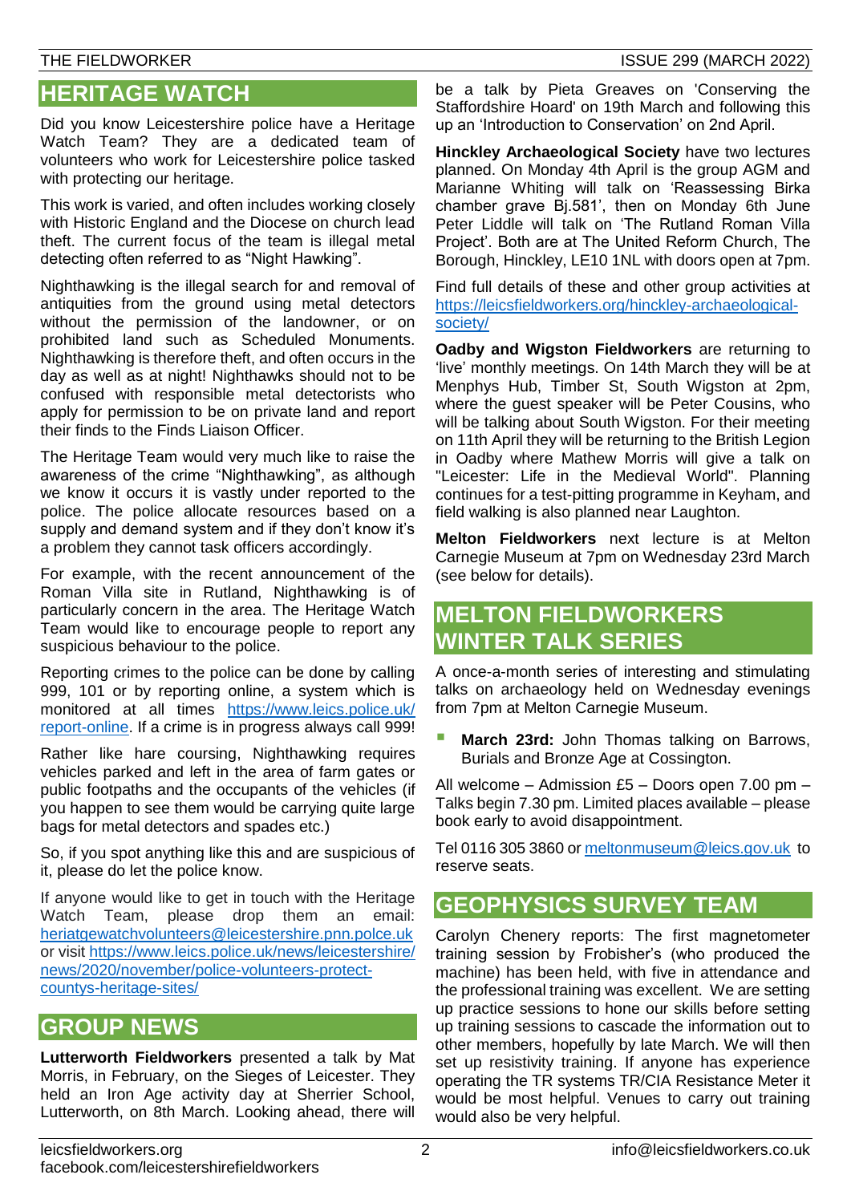## HERITAGE WATCH

Did you know Leicestershire police have a Heritage Watch Team? They are a dedicated team of volunteers who work for Leicestershire police tasked with protecting our heritage.

This work is varied, and often includes working closely with Historic England and the Diocese on church lead theft. The current focus of the team is illegal metal detecting often referred to as "Night Hawking".

Nighthawking is the illegal search for and removal of antiquities from the ground using metal detectors without the permission of the landowner, or on prohibited land such as Scheduled Monuments. Nighthawking is therefore theft, and often occurs in the day as well as at night! Nighthawks should not to be confused with responsible metal detectorists who apply for permission to be on private land and report their finds to the Finds Liaison Officer.

The Heritage Team would very much like to raise the awareness of the crime "Nighthawking", as although we know it occurs it is vastly under reported to the police. The police allocate resources based on a supply and demand system and if they don't know it's a problem they cannot task officers accordingly.

For example, with the recent announcement of the Roman Villa site in Rutland, Nighthawking is of particularly concern in the area. The Heritage Watch Team would like to encourage people to report any suspicious behaviour to the police.

Reporting crimes to the police can be done by calling 999, 101 or by reporting online, a system which is monitored at all times https://www.leics.police.uk/report-online. If a crime is in progress always call 999!

Rather like hare coursing, Nighthawking requires vehicles parked and left in the area of farm gates or public footpaths and the occupants of the vehicles (if you happen to see them would be carrying quite large bags for metal detectors and spades etc.)

So, if you spot anything like this and are suspicious of it, please do let the police know.

If anyone would like to get in touch with the Heritage Watch Team, please drop them an email: heriatgewatchvolunteers@leicestershire.pnn.polce.uk or visit https://www.leics.police.uk/news/leicestershire/news/2020/november/police-volunteers-protect-countys-heritage-sites/

## GROUP NEWS

**Lutterworth Fieldworkers** presented a talk by Mat Morris, in February, on the Sieges of Leicester. They held an Iron Age activity day at Sherrier School, Lutterworth, on 8th March. Looking ahead, there will be a talk by Pieta Greaves on 'Conserving the Staffordshire Hoard' on 19th March and following this up an 'Introduction to Conservation' on 2nd April.

**Hinckley Archaeological Society** have two lectures planned. On Monday 4th April is the group AGM and Marianne Whiting will talk on 'Reassessing Birka chamber grave Bj.581', then on Monday 6th June Peter Liddle will talk on 'The Rutland Roman Villa Project'. Both are at The United Reform Church, The Borough, Hinckley, LE10 1NL with doors open at 7pm.

Find full details of these and other group activities at https://leicsfieldworkers.org/hinckley-archaeological-society/

**Oadby and Wigston Fieldworkers** are returning to 'live' monthly meetings. On 14th March they will be at Menphys Hub, Timber St, South Wigston at 2pm, where the guest speaker will be Peter Cousins, who will be talking about South Wigston. For their meeting on 11th April they will be returning to the British Legion in Oadby where Mathew Morris will give a talk on "Leicester: Life in the Medieval World". Planning continues for a test-pitting programme in Keyham, and field walking is also planned near Laughton.

**Melton Fieldworkers** next lecture is at Melton Carnegie Museum at 7pm on Wednesday 23rd March (see below for details).

## MELTON FIELDWORKERS WINTER TALK SERIES

A once-a-month series of interesting and stimulating talks on archaeology held on Wednesday evenings from 7pm at Melton Carnegie Museum.

- **March 23rd:** John Thomas talking on Barrows, Burials and Bronze Age at Cossington.

All welcome – Admission £5 – Doors open 7.00 pm – Talks begin 7.30 pm. Limited places available – please book early to avoid disappointment.

Tel 0116 305 3860 or meltonmuseum@leics.gov.uk to reserve seats.

## GEOPHYSICS SURVEY TEAM

Carolyn Chenery reports: The first magnetometer training session by Frobisher's (who produced the machine) has been held, with five in attendance and the professional training was excellent. We are setting up practice sessions to hone our skills before setting up training sessions to cascade the information out to other members, hopefully by late March. We will then set up resistivity training. If anyone has experience operating the TR systems TR/CIA Resistance Meter it would be most helpful. Venues to carry out training would also be very helpful.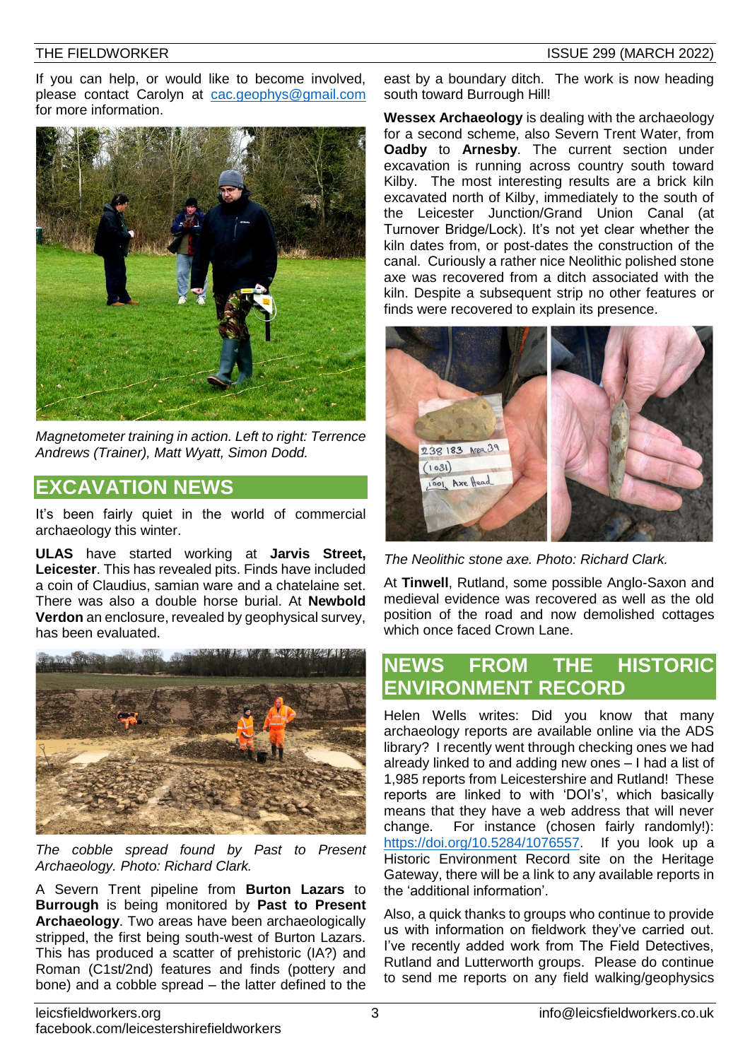If you can help, or would like to become involved, please contact Carolyn at cac.geophys@gmail.com for more information.

*Magnetometer training in action. Left to right: Terrence Andrews (Trainer), Matt Wyatt, Simon Dodd.*

## EXCAVATION NEWS

It's been fairly quiet in the world of commercial archaeology this winter.

**ULAS** have started working at **Jarvis Street, Leicester**. This has revealed pits. Finds have included a coin of Claudius, samian ware and a chatelaine set. There was also a double horse burial. At **Newbold Verdon** an enclosure, revealed by geophysical survey, has been evaluated.

*The cobble spread found by Past to Present Archaeology. Photo: Richard Clark.*

A Severn Trent pipeline from **Burton Lazars** to **Burrough** is being monitored by **Past to Present Archaeology**. Two areas have been archaeologically stripped, the first being south-west of Burton Lazars. This has produced a scatter of prehistoric (IA?) and Roman (C1st/2nd) features and finds (pottery and bone) and a cobble spread – the latter defined to the east by a boundary ditch. The work is now heading south toward Burrough Hill!

**Wessex Archaeology** is dealing with the archaeology for a second scheme, also Severn Trent Water, from **Oadby** to **Arnesby**. The current section under excavation is running across country south toward Kilby. The most interesting results are a brick kiln excavated north of Kilby, immediately to the south of the Leicester Junction/Grand Union Canal (at Turnover Bridge/Lock). It's not yet clear whether the kiln dates from, or post-dates the construction of the canal. Curiously a rather nice Neolithic polished stone axe was recovered from a ditch associated with the kiln. Despite a subsequent strip no other features or finds were recovered to explain its presence.

*The Neolithic stone axe. Photo: Richard Clark.*

At **Tinwell**, Rutland, some possible Anglo-Saxon and medieval evidence was recovered as well as the old position of the road and now demolished cottages which once faced Crown Lane.

## NEWS FROM THE HISTORIC ENVIRONMENT RECORD

Helen Wells writes: Did you know that many archaeology reports are available online via the ADS library? I recently went through checking ones we had already linked to and adding new ones – I had a list of 1,985 reports from Leicestershire and Rutland! These reports are linked to with 'DOI's', which basically means that they have a web address that will never change. For instance (chosen fairly randomly!): https://doi.org/10.5284/1076557. If you look up a Historic Environment Record site on the Heritage Gateway, there will be a link to any available reports in the 'additional information'.

Also, a quick thanks to groups who continue to provide us with information on fieldwork they've carried out. I've recently added work from The Field Detectives, Rutland and Lutterworth groups. Please do continue to send me reports on any field walking/geophysics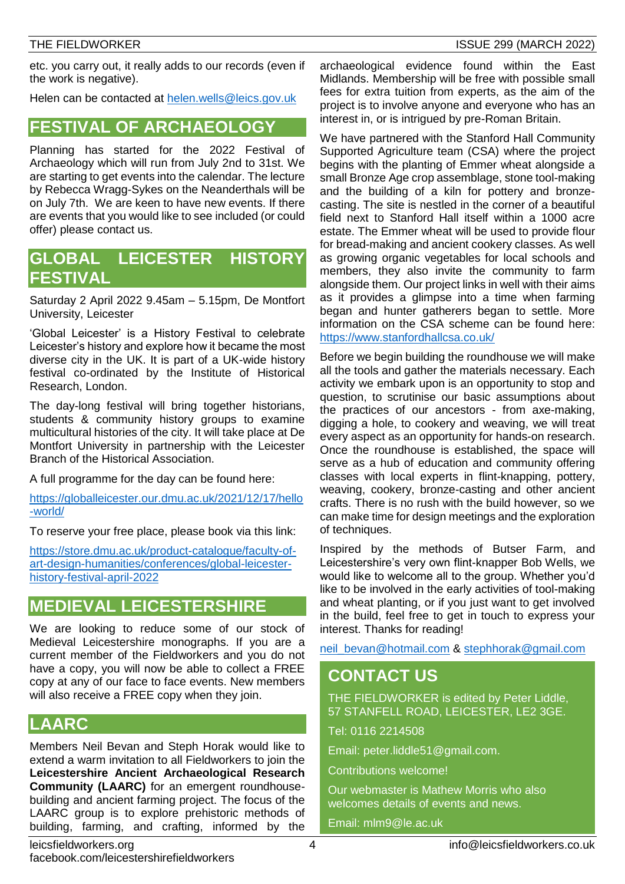etc. you carry out, it really adds to our records (even if the work is negative).

Helen can be contacted at helen.wells@leics.gov.uk

## FESTIVAL OF ARCHAEOLOGY

Planning has started for the 2022 Festival of Archaeology which will run from July 2nd to 31st. We are starting to get events into the calendar. The lecture by Rebecca Wragg-Sykes on the Neanderthals will be on July 7th. We are keen to have new events. If there are events that you would like to see included (or could offer) please contact us.

## GLOBAL LEICESTER HISTORY FESTIVAL

Saturday 2 April 2022 9.45am – 5.15pm, De Montfort University, Leicester

'Global Leicester' is a History Festival to celebrate Leicester's history and explore how it became the most diverse city in the UK. It is part of a UK-wide history festival co-ordinated by the Institute of Historical Research, London.

The day-long festival will bring together historians, students & community history groups to examine multicultural histories of the city. It will take place at De Montfort University in partnership with the Leicester Branch of the Historical Association.

A full programme for the day can be found here:

https://globalleicester.our.dmu.ac.uk/2021/12/17/hello-world/

To reserve your free place, please book via this link:

https://store.dmu.ac.uk/product-catalogue/faculty-of-art-design-humanities/conferences/global-leicester-history-festival-april-2022

## MEDIEVAL LEICESTERSHIRE

We are looking to reduce some of our stock of Medieval Leicestershire monographs. If you are a current member of the Fieldworkers and you do not have a copy, you will now be able to collect a FREE copy at any of our face to face events. New members will also receive a FREE copy when they join.

## LAARC

Members Neil Bevan and Steph Horak would like to extend a warm invitation to all Fieldworkers to join the **Leicestershire Ancient Archaeological Research Community (LAARC)** for an emergent roundhouse-building and ancient farming project. The focus of the LAARC group is to explore prehistoric methods of building, farming, and crafting, informed by the archaeological evidence found within the East Midlands. Membership will be free with possible small fees for extra tuition from experts, as the aim of the project is to involve anyone and everyone who has an interest in, or is intrigued by pre-Roman Britain.

We have partnered with the Stanford Hall Community Supported Agriculture team (CSA) where the project begins with the planting of Emmer wheat alongside a small Bronze Age crop assemblage, stone tool-making and the building of a kiln for pottery and bronze-casting. The site is nestled in the corner of a beautiful field next to Stanford Hall itself within a 1000 acre estate. The Emmer wheat will be used to provide flour for bread-making and ancient cookery classes. As well as growing organic vegetables for local schools and members, they also invite the community to farm alongside them. Our project links in well with their aims as it provides a glimpse into a time when farming began and hunter gatherers began to settle. More information on the CSA scheme can be found here: https://www.stanfordhallcsa.co.uk/

Before we begin building the roundhouse we will make all the tools and gather the materials necessary. Each activity we embark upon is an opportunity to stop and question, to scrutinise our basic assumptions about the practices of our ancestors - from axe-making, digging a hole, to cookery and weaving, we will treat every aspect as an opportunity for hands-on research. Once the roundhouse is established, the space will serve as a hub of education and community offering classes with local experts in flint-knapping, pottery, weaving, cookery, bronze-casting and other ancient crafts. There is no rush with the build however, so we can make time for design meetings and the exploration of techniques.

Inspired by the methods of Butser Farm, and Leicestershire's very own flint-knapper Bob Wells, we would like to welcome all to the group. Whether you'd like to be involved in the early activities of tool-making and wheat planting, or if you just want to get involved in the build, feel free to get in touch to express your interest. Thanks for reading!

neil_bevan@hotmail.com & stephhorak@gmail.com

## CONTACT US

THE FIELDWORKER is edited by Peter Liddle, 57 STANFELL ROAD, LEICESTER, LE2 3GE.

Tel: 0116 2214508

Email: peter.liddle51@gmail.com.

Contributions welcome!

Our webmaster is Mathew Morris who also welcomes details of events and news.

Email: mlm9@le.ac.uk